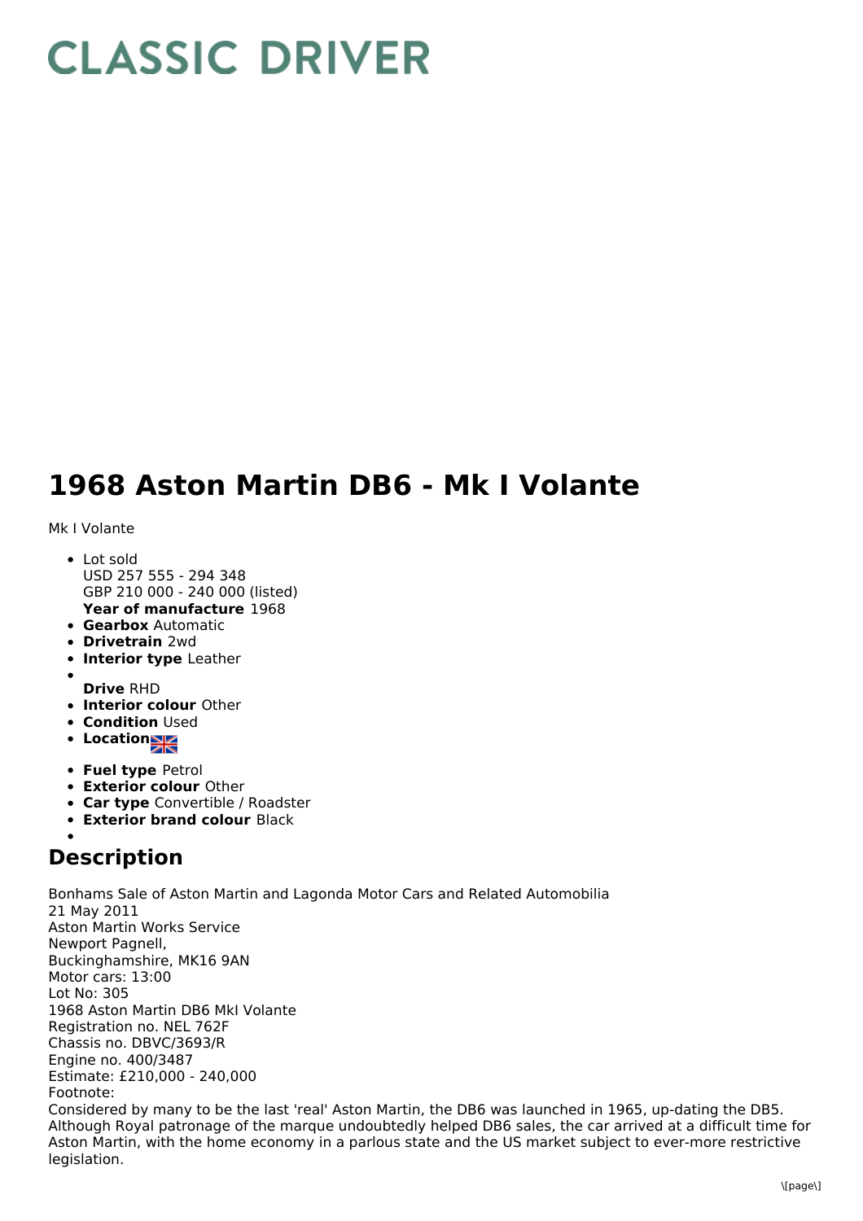# CLASSIC DRIVER

# 1968 Aston Martin DB6 - Mk I Volante

Mk I Volante

- Lot sold
  USD 257 555 - 294 348
  GBP 210 000 - 240 000 (listed)
  **Year of manufacture** 1968
- **Gearbox** Automatic
- **Drivetrain** 2wd
- **Interior type** Leather
- **Drive** RHD
- **Interior colour** Other
- **Condition** Used
- **Location**
- **Fuel type** Petrol
- **Exterior colour** Other
- **Car type** Convertible / Roadster
- **Exterior brand colour** Black

## Description

Bonhams Sale of Aston Martin and Lagonda Motor Cars and Related Automobilia
21 May 2011
Aston Martin Works Service
Newport Pagnell,
Buckinghamshire, MK16 9AN
Motor cars: 13:00
Lot No: 305
1968 Aston Martin DB6 MkI Volante
Registration no. NEL 762F
Chassis no. DBVC/3693/R
Engine no. 400/3487
Estimate: £210,000 - 240,000
Footnote:
Considered by many to be the last 'real' Aston Martin, the DB6 was launched in 1965, up-dating the DB5. Although Royal patronage of the marque undoubtedly helped DB6 sales, the car arrived at a difficult time for Aston Martin, with the home economy in a parlous state and the US market subject to ever-more restrictive legislation.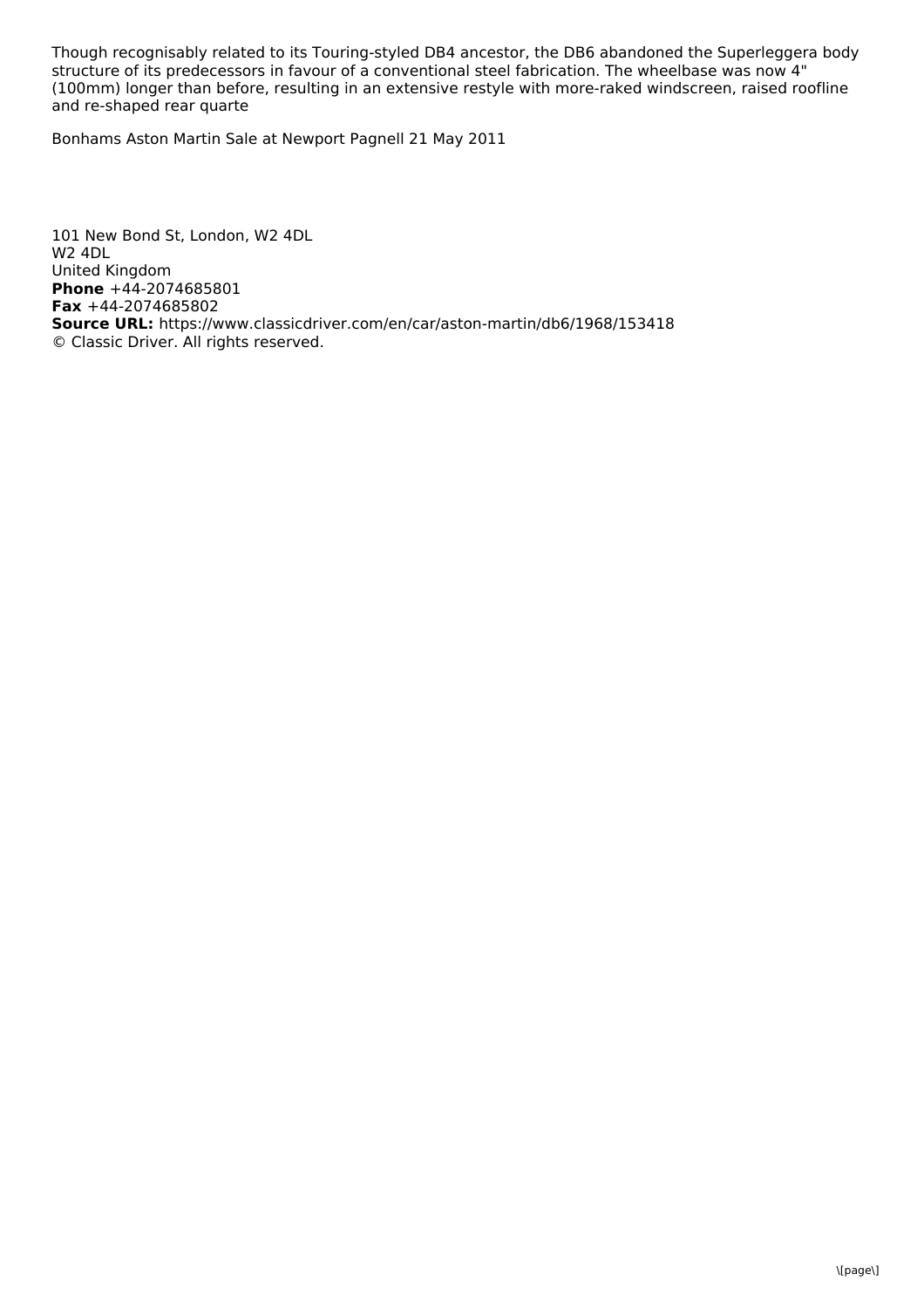Though recognisably related to its Touring-styled DB4 ancestor, the DB6 abandoned the Superleggera body structure of its predecessors in favour of a conventional steel fabrication. The wheelbase was now 4" (100mm) longer than before, resulting in an extensive restyle with more-raked windscreen, raised roofline and re-shaped rear quarte

Bonhams Aston Martin Sale at Newport Pagnell 21 May 2011

101 New Bond St, London, W2 4DL
W2 4DL
United Kingdom
**Phone** +44-2074685801
**Fax** +44-2074685802
**Source URL:** https://www.classicdriver.com/en/car/aston-martin/db6/1968/153418
© Classic Driver. All rights reserved.